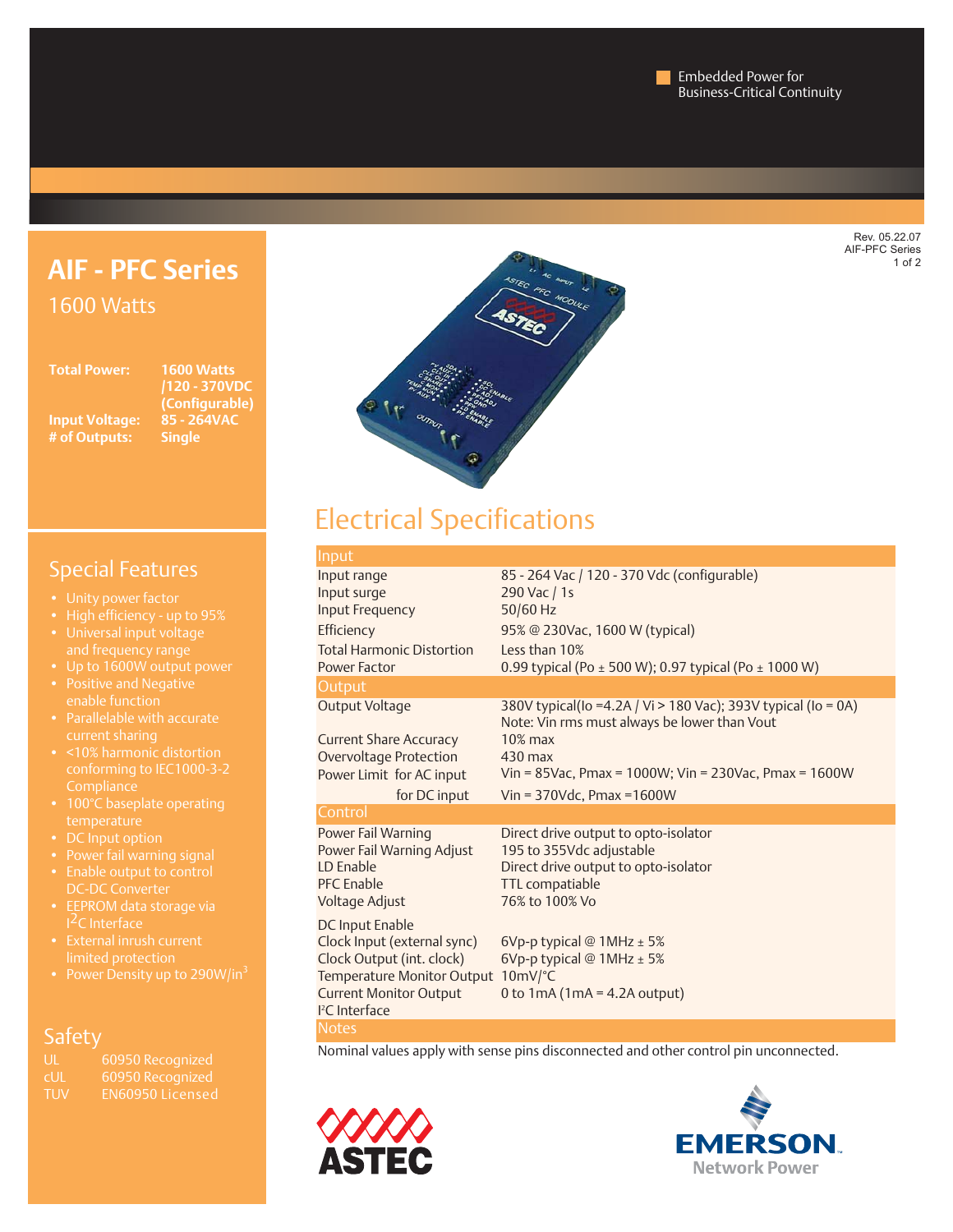Embedded Power for Business-Critical Continuity

Rev. 05.22.07
AIF-PFC Series

# AIF - PFC Series

1600 Watts

**Total Power:** 1600 Watts /120 - 370VDC (Configurable)
**Input Voltage:** 85 - 264VAC
**# of Outputs:** Single

## Special Features

- Unity power factor
- High efficiency - up to 95%
- Universal input voltage and frequency range
- Up to 1600W output power
- Positive and Negative enable function
- Parallelable with accurate current sharing
- <10% harmonic distortion conforming to IEC1000-3-2 Compliance
- 100°C baseplate operating temperature
- DC Input option
- Power fail warning signal
- Enable output to control DC-DC Converter
- EEPROM data storage via I$^2$C Interface
- External inrush current limited protection
- Power Density up to 290W/in$^3$

## Safety

| | |
|---|---|
| UL | 60950 Recognized |
| cUL | 60950 Recognized |
| TUV | EN60950 Licensed |

## Electrical Specifications

| Input | |
|---|---|
| Input range | 85 - 264 Vac / 120 - 370 Vdc (configurable) |
| Input surge | 290 Vac / 1s |
| Input Frequency | 50/60 Hz |
| Efficiency | 95% @ 230Vac, 1600 W (typical) |
| Total Harmonic Distortion | Less than 10% |
| Power Factor | 0.99 typical (Po ± 500 W); 0.97 typical (Po ± 1000 W) |
| **Output** | |
| Output Voltage | 380V typical(Io =4.2A / Vi > 180 Vac); 393V typical (Io = 0A)<br>Note: Vin rms must always be lower than Vout |
| Current Share Accuracy | 10% max |
| Overvoltage Protection | 430 max |
| Power Limit for AC input | Vin = 85Vac, Pmax = 1000W; Vin = 230Vac, Pmax = 1600W |
| for DC input | Vin = 370Vdc, Pmax =1600W |
| **Control** | |
| Power Fail Warning | Direct drive output to opto-isolator |
| Power Fail Warning Adjust | 195 to 355Vdc adjustable |
| LD Enable | Direct drive output to opto-isolator |
| PFC Enable | TTL compatiable |
| Voltage Adjust | 76% to 100% Vo |
| DC Input Enable | |
| Clock Input (external sync) | 6Vp-p typical @ 1MHz ± 5% |
| Clock Output (int. clock) | 6Vp-p typical @ 1MHz ± 5% |
| Temperature Monitor Output | 10mV/°C |
| Current Monitor Output | 0 to 1mA (1mA = 4.2A output) |
| I$^2$C Interface | |
| **Notes** | |

Nominal values apply with sense pins disconnected and other control pin unconnected.

ASTEC

EMERSON Network Power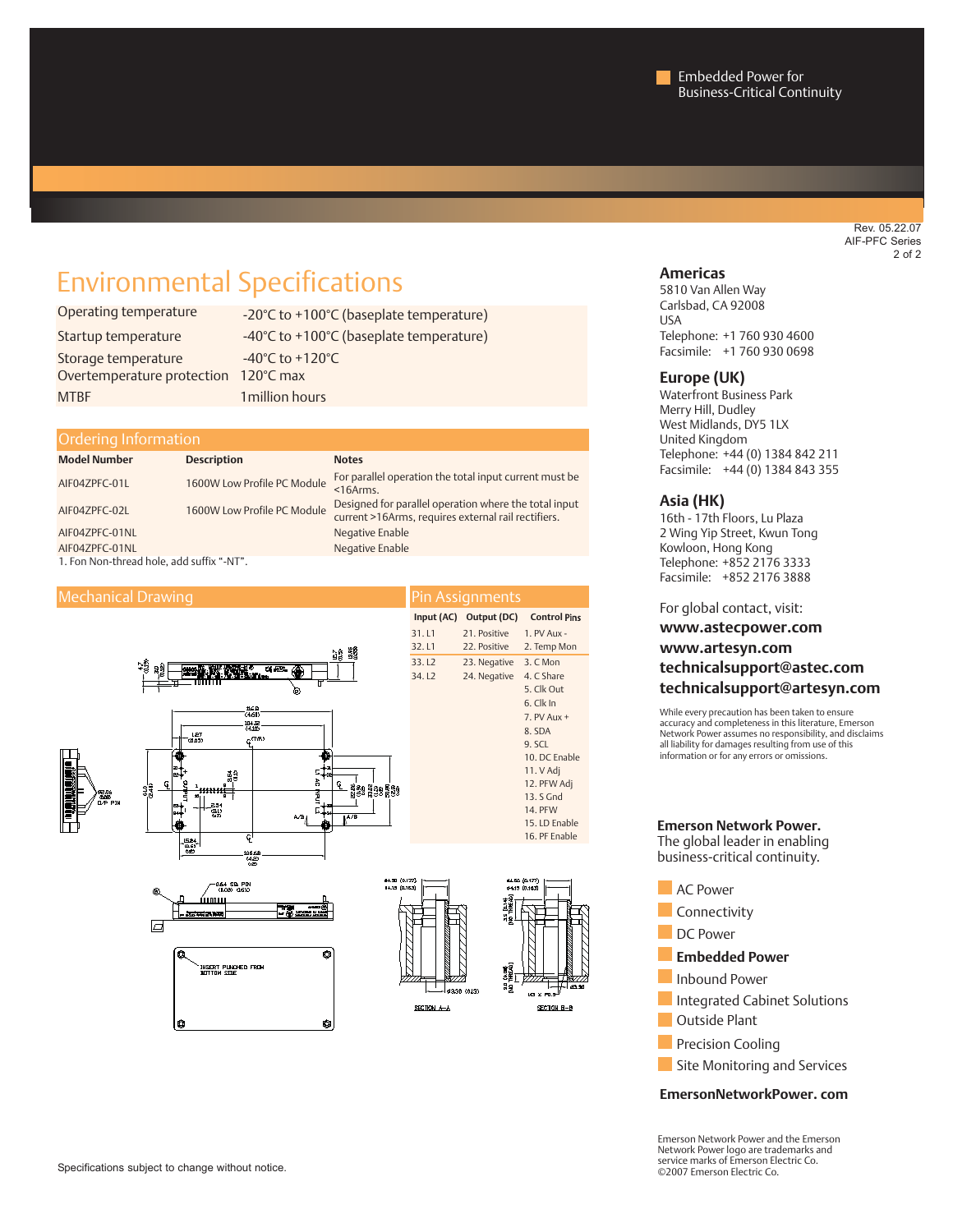Embedded Power for Business-Critical Continuity

Rev. 05.22.07
AIF-PFC Series

## Environmental Specifications

| | |
|---|---|
| Operating temperature | -20°C to +100°C (baseplate temperature) |
| Startup temperature | -40°C to +100°C (baseplate temperature) |
| Storage temperature | -40°C to +120°C |
| Overtemperature protection | 120°C max |
| MTBF | 1million hours |

## Ordering Information

| Model Number | Description | Notes |
|---|---|---|
| AIF04ZPFC-01L | 1600W Low Profile PC Module | For parallel operation the total input current must be <16Arms. |
| AIF04ZPFC-02L | 1600W Low Profile PC Module | Designed for parallel operation where the total input current >16Arms, requires external rail rectifiers. |
| AIF04ZPFC-01NL | | Negative Enable |
| AIF04ZPFC-01NL | | Negative Enable |

1. Fon Non-thread hole, add suffix "-NT".

## Mechanical Drawing

INSERT PUNCHED FROM BOTTOM SIDE

SECTION A–A

SECTION B–B

## Pin Assignments

| Input (AC) | Output (DC) | Control Pins |
|---|---|---|
| 31. L1 | 21. Positive | 1. PV Aux - |
| 32. L1 | 22. Positive | 2. Temp Mon |
| 33. L2 | 23. Negative | 3. C Mon |
| 34. L2 | 24. Negative | 4. C Share |
| | | 5. Clk Out |
| | | 6. Clk In |
| | | 7. PV Aux + |
| | | 8. SDA |
| | | 9. SCL |
| | | 10. DC Enable |
| | | 11. V Adj |
| | | 12. PFW Adj |
| | | 13. S Gnd |
| | | 14. PFW |
| | | 15. LD Enable |
| | | 16. PF Enable |

### Americas

5810 Van Allen Way
Carlsbad, CA 92008
USA
Telephone: +1 760 930 4600
Facsimile: +1 760 930 0698

### Europe (UK)

Waterfront Business Park
Merry Hill, Dudley
West Midlands, DY5 1LX
United Kingdom
Telephone: +44 (0) 1384 842 211
Facsimile: +44 (0) 1384 843 355

### Asia (HK)

16th - 17th Floors, Lu Plaza
2 Wing Yip Street, Kwun Tong
Kowloon, Hong Kong
Telephone: +852 2176 3333
Facsimile: +852 2176 3888

For global contact, visit:

**www.astecpower.com**
**www.artesyn.com**
**technicalsupport@astec.com**
**technicalsupport@artesyn.com**

While every precaution has been taken to ensure accuracy and completeness in this literature, Emerson Network Power assumes no responsibility, and disclaims all liability for damages resulting from use of this information or for any errors or omissions.

**Emerson Network Power.**
The global leader in enabling business-critical continuity.

- AC Power
- Connectivity
- DC Power
- **Embedded Power**
- Inbound Power
- Integrated Cabinet Solutions
- Outside Plant
- Precision Cooling
- Site Monitoring and Services

**EmersonNetworkPower. com**

Specifications subject to change without notice.

Emerson Network Power and the Emerson Network Power logo are trademarks and service marks of Emerson Electric Co. ©2007 Emerson Electric Co.